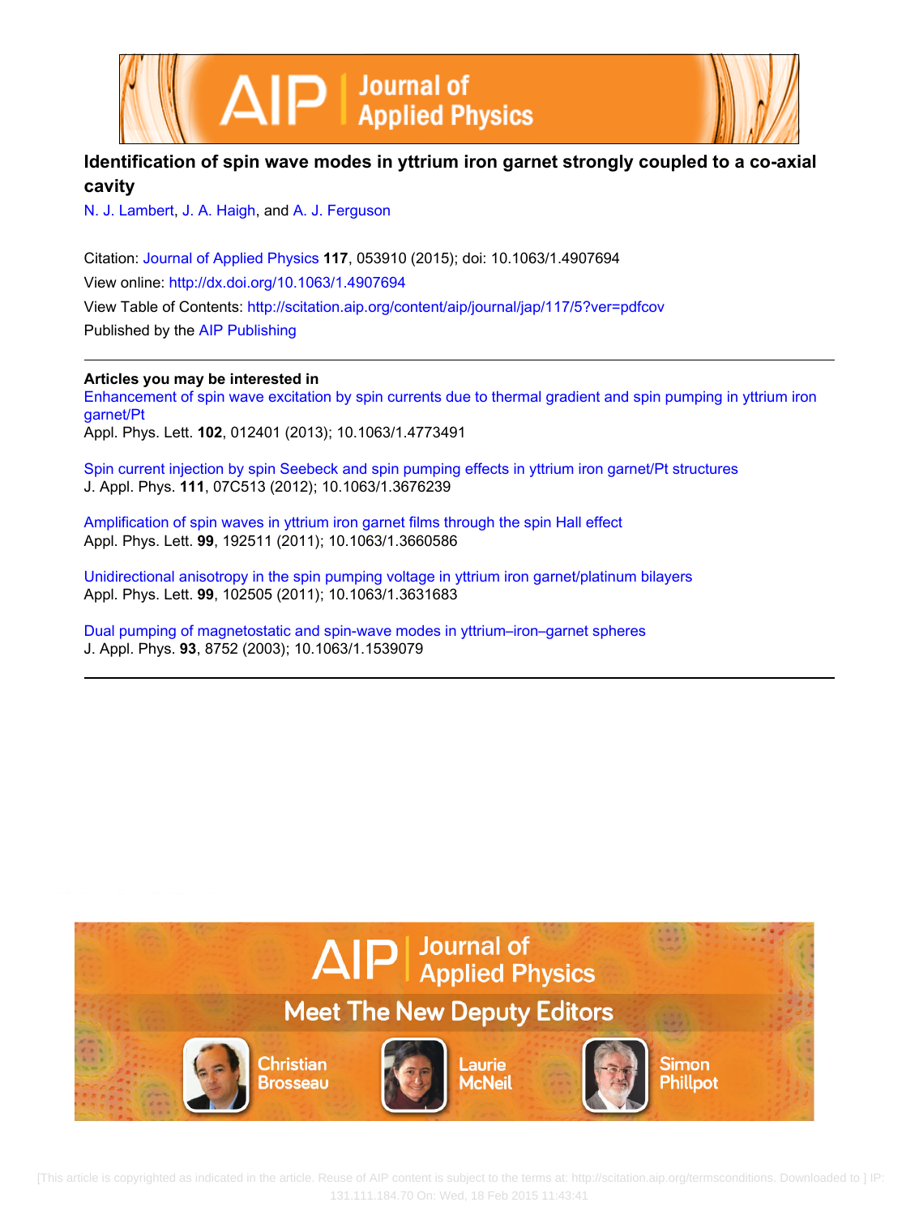# Identification of spin wave modes in yttrium iron garnet strongly coupled to a co-axial cavity

N. J. Lambert, J. A. Haigh, and A. J. Ferguson

Citation: Journal of Applied Physics **117**, 053910 (2015); doi: 10.1063/1.4907694

View online: http://dx.doi.org/10.1063/1.4907694

View Table of Contents: http://scitation.aip.org/content/aip/journal/jap/117/5?ver=pdfcov

Published by the AIP Publishing

---

**Articles you may be interested in**

Enhancement of spin wave excitation by spin currents due to thermal gradient and spin pumping in yttrium iron garnet/Pt
Appl. Phys. Lett. **102**, 012401 (2013); 10.1063/1.4773491

Spin current injection by spin Seebeck and spin pumping effects in yttrium iron garnet/Pt structures
J. Appl. Phys. **111**, 07C513 (2012); 10.1063/1.3676239

Amplification of spin waves in yttrium iron garnet films through the spin Hall effect
Appl. Phys. Lett. **99**, 192511 (2011); 10.1063/1.3660586

Unidirectional anisotropy in the spin pumping voltage in yttrium iron garnet/platinum bilayers
Appl. Phys. Lett. **99**, 102505 (2011); 10.1063/1.3631683

Dual pumping of magnetostatic and spin-wave modes in yttrium–iron–garnet spheres
J. Appl. Phys. **93**, 8752 (2003); 10.1063/1.1539079

---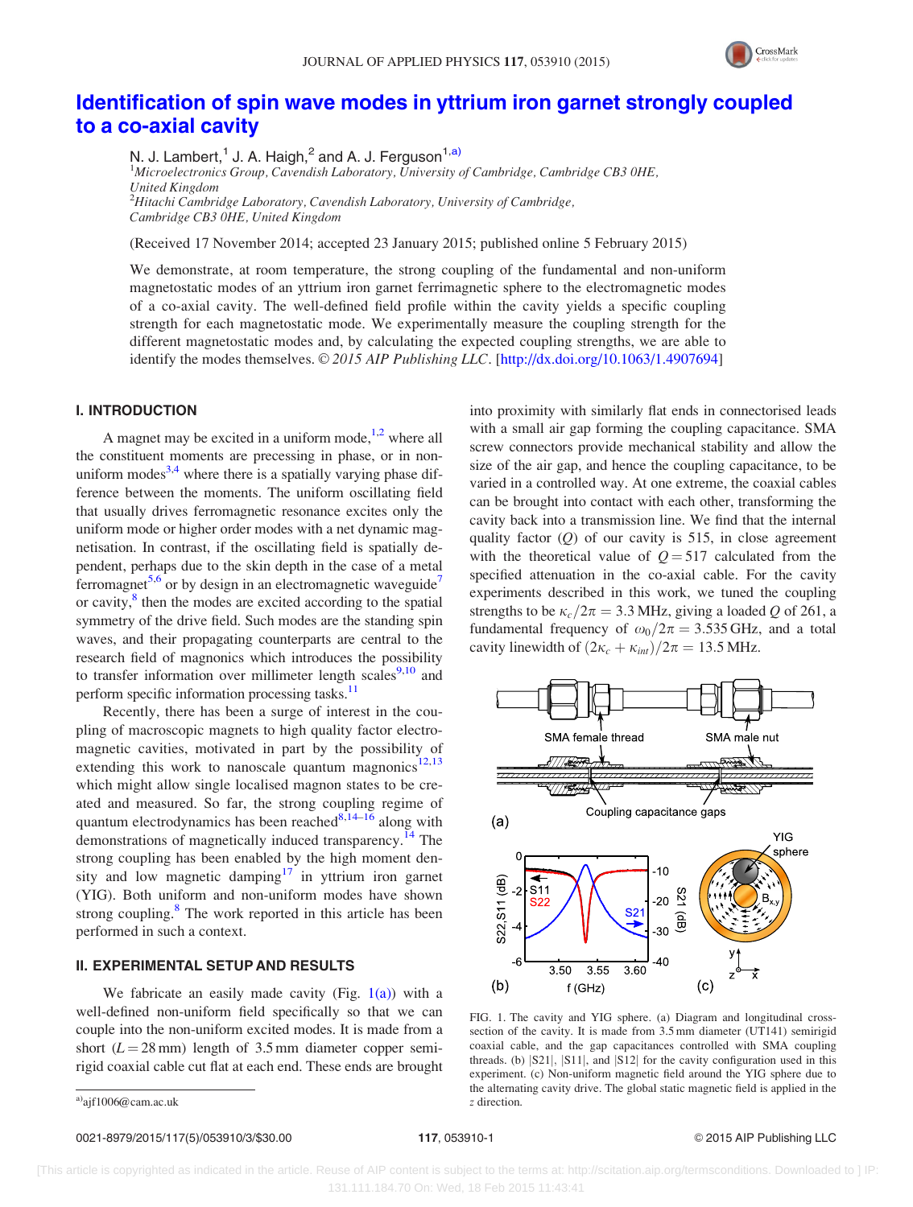# Identification of spin wave modes in yttrium iron garnet strongly coupled to a co-axial cavity

N. J. Lambert,[1] J. A. Haigh,[2] and A. J. Ferguson[1,a)]

[1]*Microelectronics Group, Cavendish Laboratory, University of Cambridge, Cambridge CB3 0HE, United Kingdom*
[2]*Hitachi Cambridge Laboratory, Cavendish Laboratory, University of Cambridge, Cambridge CB3 0HE, United Kingdom*

(Received 17 November 2014; accepted 23 January 2015; published online 5 February 2015)

We demonstrate, at room temperature, the strong coupling of the fundamental and non-uniform magnetostatic modes of an yttrium iron garnet ferrimagnetic sphere to the electromagnetic modes of a co-axial cavity. The well-defined field profile within the cavity yields a specific coupling strength for each magnetostatic mode. We experimentally measure the coupling strength for the different magnetostatic modes and, by calculating the expected coupling strengths, we are able to identify the modes themselves. © *2015 AIP Publishing LLC*. [http://dx.doi.org/10.1063/1.4907694]

## I. INTRODUCTION

A magnet may be excited in a uniform mode,[1,2] where all the constituent moments are precessing in phase, or in non-uniform modes[3,4] where there is a spatially varying phase difference between the moments. The uniform oscillating field that usually drives ferromagnetic resonance excites only the uniform mode or higher order modes with a net dynamic magnetisation. In contrast, if the oscillating field is spatially dependent, perhaps due to the skin depth in the case of a metal ferromagnet[5,6] or by design in an electromagnetic waveguide[7] or cavity,[8] then the modes are excited according to the spatial symmetry of the drive field. Such modes are the standing spin waves, and their propagating counterparts are central to the research field of magnonics which introduces the possibility to transfer information over millimeter length scales[9,10] and perform specific information processing tasks.[11]

Recently, there has been a surge of interest in the coupling of macroscopic magnets to high quality factor electromagnetic cavities, motivated in part by the possibility of extending this work to nanoscale quantum magnonics[12,13] which might allow single localised magnon states to be created and measured. So far, the strong coupling regime of quantum electrodynamics has been reached[8,14–16] along with demonstrations of magnetically induced transparency.[14] The strong coupling has been enabled by the high moment density and low magnetic damping[17] in yttrium iron garnet (YIG). Both uniform and non-uniform modes have shown strong coupling.[8] The work reported in this article has been performed in such a context.

## II. EXPERIMENTAL SETUP AND RESULTS

We fabricate an easily made cavity (Fig. 1(a)) with a well-defined non-uniform field specifically so that we can couple into the non-uniform excited modes. It is made from a short ($L = 28$ mm) length of 3.5 mm diameter copper semi-rigid coaxial cable cut flat at each end. These ends are brought into proximity with similarly flat ends in connectorised leads with a small air gap forming the coupling capacitance. SMA screw connectors provide mechanical stability and allow the size of the air gap, and hence the coupling capacitance, to be varied in a controlled way. At one extreme, the coaxial cables can be brought into contact with each other, transforming the cavity back into a transmission line. We find that the internal quality factor ($Q$) of our cavity is 515, in close agreement with the theoretical value of $Q = 517$ calculated from the specified attenuation in the co-axial cable. For the cavity experiments described in this work, we tuned the coupling strengths to be $\kappa_c/2\pi = 3.3$ MHz, giving a loaded $Q$ of 261, a fundamental frequency of $\omega_0/2\pi = 3.535$ GHz, and a total cavity linewidth of $(2\kappa_c + \kappa_{int})/2\pi = 13.5$ MHz.

FIG. 1. The cavity and YIG sphere. (a) Diagram and longitudinal cross-section of the cavity. It is made from 3.5 mm diameter (UT141) semirigid coaxial cable, and the gap capacitances controlled with SMA coupling threads. (b) |S21|, |S11|, and |S12| for the cavity configuration used in this experiment. (c) Non-uniform magnetic field around the YIG sphere due to the alternating cavity drive. The global static magnetic field is applied in the $z$ direction.

a)ajf1006@cam.ac.uk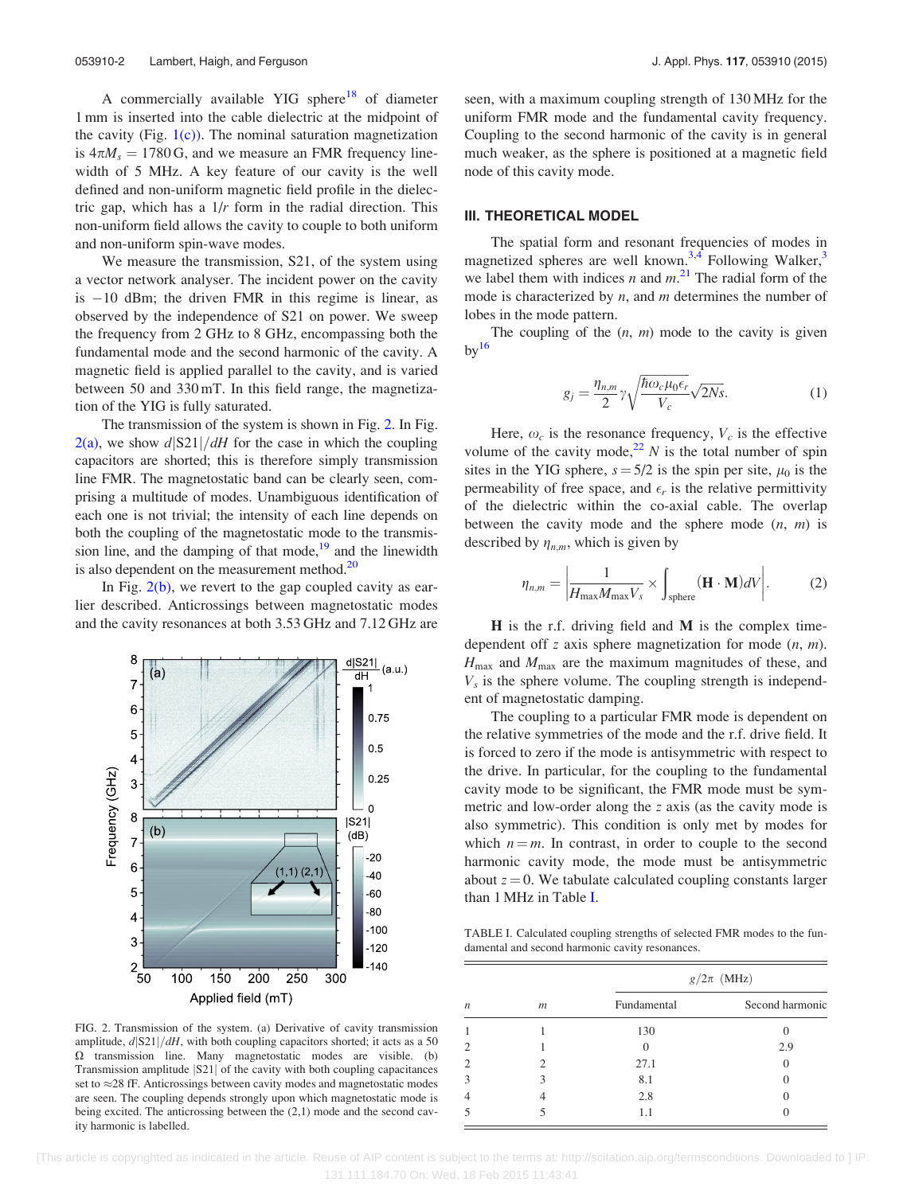A commercially available YIG sphere[18] of diameter 1 mm is inserted into the cable dielectric at the midpoint of the cavity (Fig. 1(c)). The nominal saturation magnetization is $4\pi M_s = 1780\,\mathrm{G}$, and we measure an FMR frequency linewidth of 5 MHz. A key feature of our cavity is the well defined and non-uniform magnetic field profile in the dielectric gap, which has a $1/r$ form in the radial direction. This non-uniform field allows the cavity to couple to both uniform and non-uniform spin-wave modes.

We measure the transmission, S21, of the system using a vector network analyser. The incident power on the cavity is $-10$ dBm; the driven FMR in this regime is linear, as observed by the independence of S21 on power. We sweep the frequency from 2 GHz to 8 GHz, encompassing both the fundamental mode and the second harmonic of the cavity. A magnetic field is applied parallel to the cavity, and is varied between 50 and 330 mT. In this field range, the magnetization of the YIG is fully saturated.

The transmission of the system is shown in Fig. 2. In Fig. 2(a), we show $d|S21|/dH$ for the case in which the coupling capacitors are shorted; this is therefore simply transmission line FMR. The magnetostatic band can be clearly seen, comprising a multitude of modes. Unambiguous identification of each one is not trivial; the intensity of each line depends on both the coupling of the magnetostatic mode to the transmission line, and the damping of that mode,[19] and the linewidth is also dependent on the measurement method.[20]

In Fig. 2(b), we revert to the gap coupled cavity as earlier described. Anticrossings between magnetostatic modes and the cavity resonances at both 3.53 GHz and 7.12 GHz are seen, with a maximum coupling strength of 130 MHz for the uniform FMR mode and the fundamental cavity frequency. Coupling to the second harmonic of the cavity is in general much weaker, as the sphere is positioned at a magnetic field node of this cavity mode.

FIG. 2. Transmission of the system. (a) Derivative of cavity transmission amplitude, $d|S21|/dH$, with both coupling capacitors shorted; it acts as a 50 $\Omega$ transmission line. Many magnetostatic modes are visible. (b) Transmission amplitude $|S21|$ of the cavity with both coupling capacitances set to $\approx$28 fF. Anticrossings between cavity modes and magnetostatic modes are seen. The coupling depends strongly upon which magnetostatic mode is being excited. The anticrossing between the (2,1) mode and the second cavity harmonic is labelled.

## III. THEORETICAL MODEL

The spatial form and resonant frequencies of modes in magnetized spheres are well known.[3,4] Following Walker,[3] we label them with indices $n$ and $m$.[21] The radial form of the mode is characterized by $n$, and $m$ determines the number of lobes in the mode pattern.

The coupling of the ($n$, $m$) mode to the cavity is given by[16]

$$g_j = \frac{\eta_{n,m}}{2}\gamma\sqrt{\frac{\hbar\omega_c\mu_0\epsilon_r}{V_c}}\sqrt{2Ns}. \qquad (1)$$

Here, $\omega_c$ is the resonance frequency, $V_c$ is the effective volume of the cavity mode,[22] $N$ is the total number of spin sites in the YIG sphere, $s = 5/2$ is the spin per site, $\mu_0$ is the permeability of free space, and $\epsilon_r$ is the relative permittivity of the dielectric within the co-axial cable. The overlap between the cavity mode and the sphere mode ($n$, $m$) is described by $\eta_{n,m}$, which is given by

$$\eta_{n,m} = \left|\frac{1}{H_{\max}M_{\max}V_s} \times \int_{\text{sphere}} (\mathbf{H}\cdot\mathbf{M})dV\right|. \qquad (2)$$

$\mathbf{H}$ is the r.f. driving field and $\mathbf{M}$ is the complex time-dependent off $z$ axis sphere magnetization for mode ($n$, $m$). $H_{\max}$ and $M_{\max}$ are the maximum magnitudes of these, and $V_s$ is the sphere volume. The coupling strength is independent of magnetostatic damping.

The coupling to a particular FMR mode is dependent on the relative symmetries of the mode and the r.f. drive field. It is forced to zero if the mode is antisymmetric with respect to the drive. In particular, for the coupling to the fundamental cavity mode to be significant, the FMR mode must be symmetric and low-order along the $z$ axis (as the cavity mode is also symmetric). This condition is only met by modes for which $n = m$. In contrast, in order to couple to the second harmonic cavity mode, the mode must be antisymmetric about $z = 0$. We tabulate calculated coupling constants larger than 1 MHz in Table I.

TABLE I. Calculated coupling strengths of selected FMR modes to the fundamental and second harmonic cavity resonances.

| | | $g/2\pi$ (MHz) | |
|---|---|---|---|
| $n$ | $m$ | Fundamental | Second harmonic |
| 1 | 1 | 130 | 0 |
| 2 | 1 | 0 | 2.9 |
| 2 | 2 | 27.1 | 0 |
| 3 | 3 | 8.1 | 0 |
| 4 | 4 | 2.8 | 0 |
| 5 | 5 | 1.1 | 0 |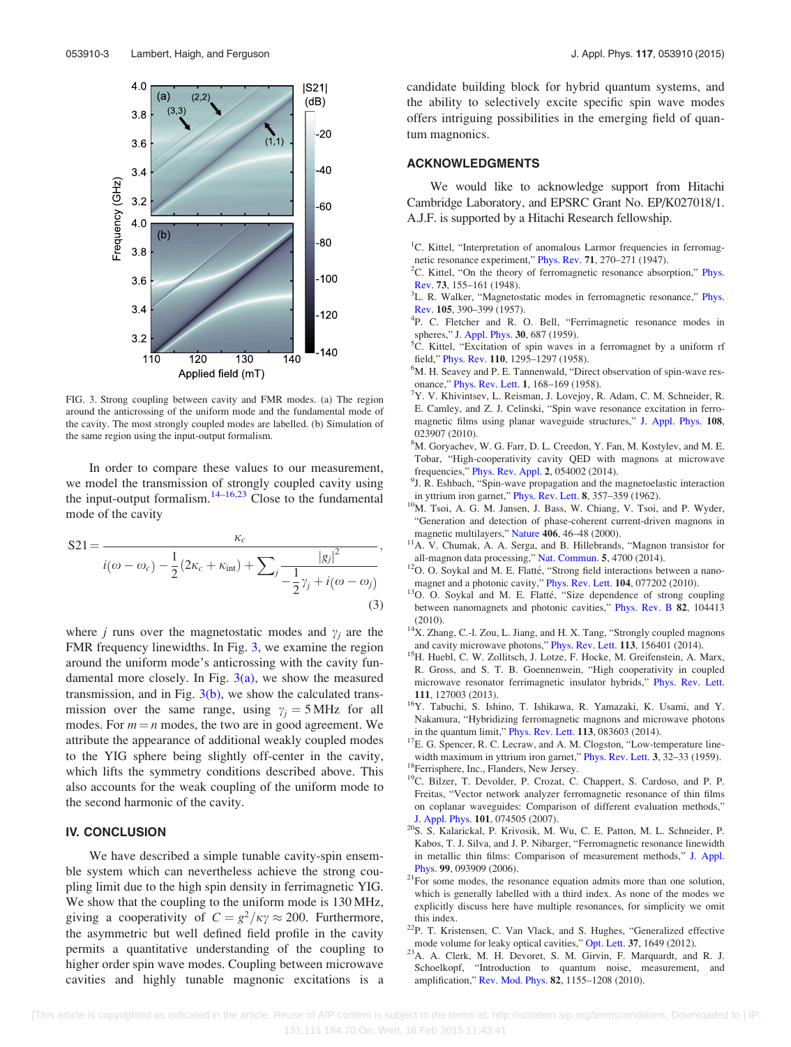(a) (2,2) (3,3) (1,1)

(b)

Frequency (GHz)

4.0
3.8
3.6
3.4
3.2
4.0
3.8
3.6
3.4
3.2

110 120 130 140

Applied field (mT)

|S21| (dB)

-20
-40
-60
-80
-100
-120
-140

FIG. 3. Strong coupling between cavity and FMR modes. (a) The region around the anticrossing of the uniform mode and the fundamental mode of the cavity. The most strongly coupled modes are labelled. (b) Simulation of the same region using the input-output formalism.

In order to compare these values to our measurement, we model the transmission of strongly coupled cavity using the input-output formalism.[14–16,23] Close to the fundamental mode of the cavity

$$S21 = \frac{\kappa_c}{i(\omega - \omega_c) - \frac{1}{2}(2\kappa_c + \kappa_{\text{int}}) + \sum_j \frac{|g_j|^2}{-\frac{1}{2}\gamma_j + i(\omega - \omega_j)}}, \tag{3}$$

where $j$ runs over the magnetostatic modes and $\gamma_j$ are the FMR frequency linewidths. In Fig. 3, we examine the region around the uniform mode's anticrossing with the cavity fundamental mode more closely. In Fig. 3(a), we show the measured transmission, and in Fig. 3(b), we show the calculated transmission over the same range, using $\gamma_j = 5\,\text{MHz}$ for all modes. For $m = n$ modes, the two are in good agreement. We attribute the appearance of additional weakly coupled modes to the YIG sphere being slightly off-center in the cavity, which lifts the symmetry conditions described above. This also accounts for the weak coupling of the uniform mode to the second harmonic of the cavity.

## IV. CONCLUSION

We have described a simple tunable cavity-spin ensemble system which can nevertheless achieve the strong coupling limit due to the high spin density in ferrimagnetic YIG. We show that the coupling to the uniform mode is 130 MHz, giving a cooperativity of $C = g^2/\kappa\gamma \approx 200$. Furthermore, the asymmetric but well defined field profile in the cavity permits a quantitative understanding of the coupling to higher order spin wave modes. Coupling between microwave cavities and highly tunable magnonic excitations is a candidate building block for hybrid quantum systems, and the ability to selectively excite specific spin wave modes offers intriguing possibilities in the emerging field of quantum magnonics.

## ACKNOWLEDGMENTS

We would like to acknowledge support from Hitachi Cambridge Laboratory, and EPSRC Grant No. EP/K027018/1. A.J.F. is supported by a Hitachi Research fellowship.

[1] C. Kittel, "Interpretation of anomalous Larmor frequencies in ferromagnetic resonance experiment," Phys. Rev. **71**, 270–271 (1947).

[2] C. Kittel, "On the theory of ferromagnetic resonance absorption," Phys. Rev. **73**, 155–161 (1948).

[3] L. R. Walker, "Magnetostatic modes in ferromagnetic resonance," Phys. Rev. **105**, 390–399 (1957).

[4] P. C. Fletcher and R. O. Bell, "Ferrimagnetic resonance modes in spheres," J. Appl. Phys. **30**, 687 (1959).

[5] C. Kittel, "Excitation of spin waves in a ferromagnet by a uniform rf field," Phys. Rev. **110**, 1295–1297 (1958).

[6] M. H. Seavey and P. E. Tannenwald, "Direct observation of spin-wave resonance," Phys. Rev. Lett. **1**, 168–169 (1958).

[7] Y. V. Khivintsev, L. Reisman, J. Lovejoy, R. Adam, C. M. Schneider, R. E. Camley, and Z. J. Celinski, "Spin wave resonance excitation in ferromagnetic films using planar waveguide structures," J. Appl. Phys. **108**, 023907 (2010).

[8] M. Goryachev, W. G. Farr, D. L. Creedon, Y. Fan, M. Kostylev, and M. E. Tobar, "High-cooperativity cavity QED with magnons at microwave frequencies," Phys. Rev. Appl. **2**, 054002 (2014).

[9] J. R. Eshbach, "Spin-wave propagation and the magnetoelastic interaction in yttrium iron garnet," Phys. Rev. Lett. **8**, 357–359 (1962).

[10] M. Tsoi, A. G. M. Jansen, J. Bass, W. Chiang, V. Tsoi, and P. Wyder, "Generation and detection of phase-coherent current-driven magnons in magnetic multilayers," Nature **406**, 46–48 (2000).

[11] A. V. Chumak, A. A. Serga, and B. Hillebrands, "Magnon transistor for all-magnon data processing," Nat. Commun. **5**, 4700 (2014).

[12] O. O. Soykal and M. E. Flatté, "Strong field interactions between a nanomagnet and a photonic cavity," Phys. Rev. Lett. **104**, 077202 (2010).

[13] O. O. Soykal and M. E. Flatté, "Size dependence of strong coupling between nanomagnets and photonic cavities," Phys. Rev. B **82**, 104413 (2010).

[14] X. Zhang, C.-l. Zou, L. Jiang, and H. X. Tang, "Strongly coupled magnons and cavity microwave photons," Phys. Rev. Lett. **113**, 156401 (2014).

[15] H. Huebl, C. W. Zollitsch, J. Lotze, F. Hocke, M. Greifenstein, A. Marx, R. Gross, and S. T. B. Goennenwein, "High cooperativity in coupled microwave resonator ferrimagnetic insulator hybrids," Phys. Rev. Lett. **111**, 127003 (2013).

[16] Y. Tabuchi, S. Ishino, T. Ishikawa, R. Yamazaki, K. Usami, and Y. Nakamura, "Hybridizing ferromagnetic magnons and microwave photons in the quantum limit," Phys. Rev. Lett. **113**, 083603 (2014).

[17] E. G. Spencer, R. C. LeCraw, and A. M. Clogston, "Low-temperature line-width maximum in yttrium iron garnet," Phys. Rev. Lett. **3**, 32–33 (1959).

[18] Ferrisphere, Inc., Flanders, New Jersey.

[19] C. Bilzer, T. Devolder, P. Crozat, C. Chappert, S. Cardoso, and P. P. Freitas, "Vector network analyzer ferromagnetic resonance of thin films on coplanar waveguides: Comparison of different evaluation methods," J. Appl. Phys. **101**, 074505 (2007).

[20] S. S. Kalarickal, P. Krivosik, M. Wu, C. E. Patton, M. L. Schneider, P. Kabos, T. J. Silva, and J. P. Nibarger, "Ferromagnetic resonance linewidth in metallic thin films: Comparison of measurement methods," J. Appl. Phys. **99**, 093909 (2006).

[21] For some modes, the resonance equation admits more than one solution, which is generally labelled with a third index. As none of the modes we explicitly discuss here have multiple resonances, for simplicity we omit this index.

[22] P. T. Kristensen, C. Van Vlack, and S. Hughes, "Generalized effective mode volume for leaky optical cavities," Opt. Lett. **37**, 1649 (2012).

[23] A. A. Clerk, M. H. Devoret, S. M. Girvin, F. Marquardt, and R. J. Schoelkopf, "Introduction to quantum noise, measurement, and amplification," Rev. Mod. Phys. **82**, 1155–1208 (2010).